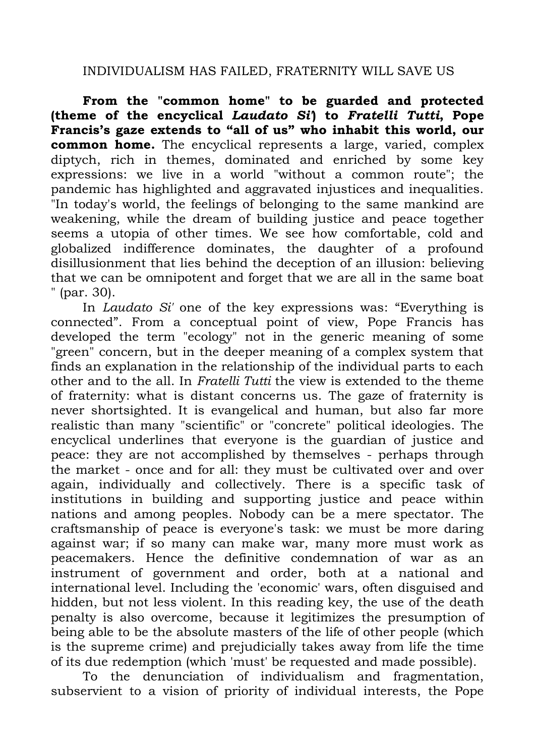# INDIVIDUALISM HAS FAILED, FRATERNITY WILL SAVE US

**From the "common home" to be guarded and protected (theme of the encyclical *Laudato Si'*) to *Fratelli Tutti*, Pope Francis's gaze extends to "all of us" who inhabit this world, our common home.** The encyclical represents a large, varied, complex diptych, rich in themes, dominated and enriched by some key expressions: we live in a world "without a common route"; the pandemic has highlighted and aggravated injustices and inequalities. "In today's world, the feelings of belonging to the same mankind are weakening, while the dream of building justice and peace together seems a utopia of other times. We see how comfortable, cold and globalized indifference dominates, the daughter of a profound disillusionment that lies behind the deception of an illusion: believing that we can be omnipotent and forget that we are all in the same boat " (par. 30).

In *Laudato Si'* one of the key expressions was: "Everything is connected". From a conceptual point of view, Pope Francis has developed the term "ecology" not in the generic meaning of some "green" concern, but in the deeper meaning of a complex system that finds an explanation in the relationship of the individual parts to each other and to the all. In *Fratelli Tutti* the view is extended to the theme of fraternity: what is distant concerns us. The gaze of fraternity is never shortsighted. It is evangelical and human, but also far more realistic than many "scientific" or "concrete" political ideologies. The encyclical underlines that everyone is the guardian of justice and peace: they are not accomplished by themselves - perhaps through the market - once and for all: they must be cultivated over and over again, individually and collectively. There is a specific task of institutions in building and supporting justice and peace within nations and among peoples. Nobody can be a mere spectator. The craftsmanship of peace is everyone's task: we must be more daring against war; if so many can make war, many more must work as peacemakers. Hence the definitive condemnation of war as an instrument of government and order, both at a national and international level. Including the 'economic' wars, often disguised and hidden, but not less violent. In this reading key, the use of the death penalty is also overcome, because it legitimizes the presumption of being able to be the absolute masters of the life of other people (which is the supreme crime) and prejudicially takes away from life the time of its due redemption (which 'must' be requested and made possible).

To the denunciation of individualism and fragmentation, subservient to a vision of priority of individual interests, the Pope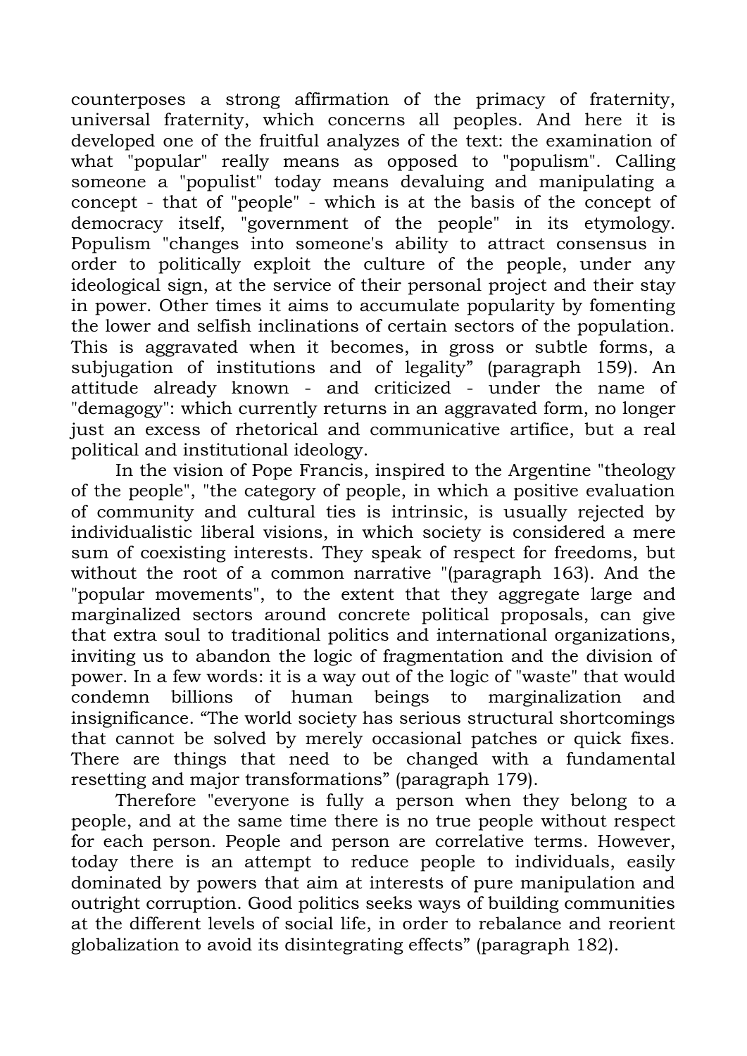counterposes a strong affirmation of the primacy of fraternity, universal fraternity, which concerns all peoples. And here it is developed one of the fruitful analyzes of the text: the examination of what "popular" really means as opposed to "populism". Calling someone a "populist" today means devaluing and manipulating a concept - that of "people" - which is at the basis of the concept of democracy itself, "government of the people" in its etymology. Populism "changes into someone's ability to attract consensus in order to politically exploit the culture of the people, under any ideological sign, at the service of their personal project and their stay in power. Other times it aims to accumulate popularity by fomenting the lower and selfish inclinations of certain sectors of the population. This is aggravated when it becomes, in gross or subtle forms, a subjugation of institutions and of legality" (paragraph 159). An attitude already known - and criticized - under the name of "demagogy": which currently returns in an aggravated form, no longer just an excess of rhetorical and communicative artifice, but a real political and institutional ideology.

In the vision of Pope Francis, inspired to the Argentine "theology of the people", "the category of people, in which a positive evaluation of community and cultural ties is intrinsic, is usually rejected by individualistic liberal visions, in which society is considered a mere sum of coexisting interests. They speak of respect for freedoms, but without the root of a common narrative "(paragraph 163). And the "popular movements", to the extent that they aggregate large and marginalized sectors around concrete political proposals, can give that extra soul to traditional politics and international organizations, inviting us to abandon the logic of fragmentation and the division of power. In a few words: it is a way out of the logic of "waste" that would condemn billions of human beings to marginalization and insignificance. "The world society has serious structural shortcomings that cannot be solved by merely occasional patches or quick fixes. There are things that need to be changed with a fundamental resetting and major transformations" (paragraph 179).

Therefore "everyone is fully a person when they belong to a people, and at the same time there is no true people without respect for each person. People and person are correlative terms. However, today there is an attempt to reduce people to individuals, easily dominated by powers that aim at interests of pure manipulation and outright corruption. Good politics seeks ways of building communities at the different levels of social life, in order to rebalance and reorient globalization to avoid its disintegrating effects" (paragraph 182).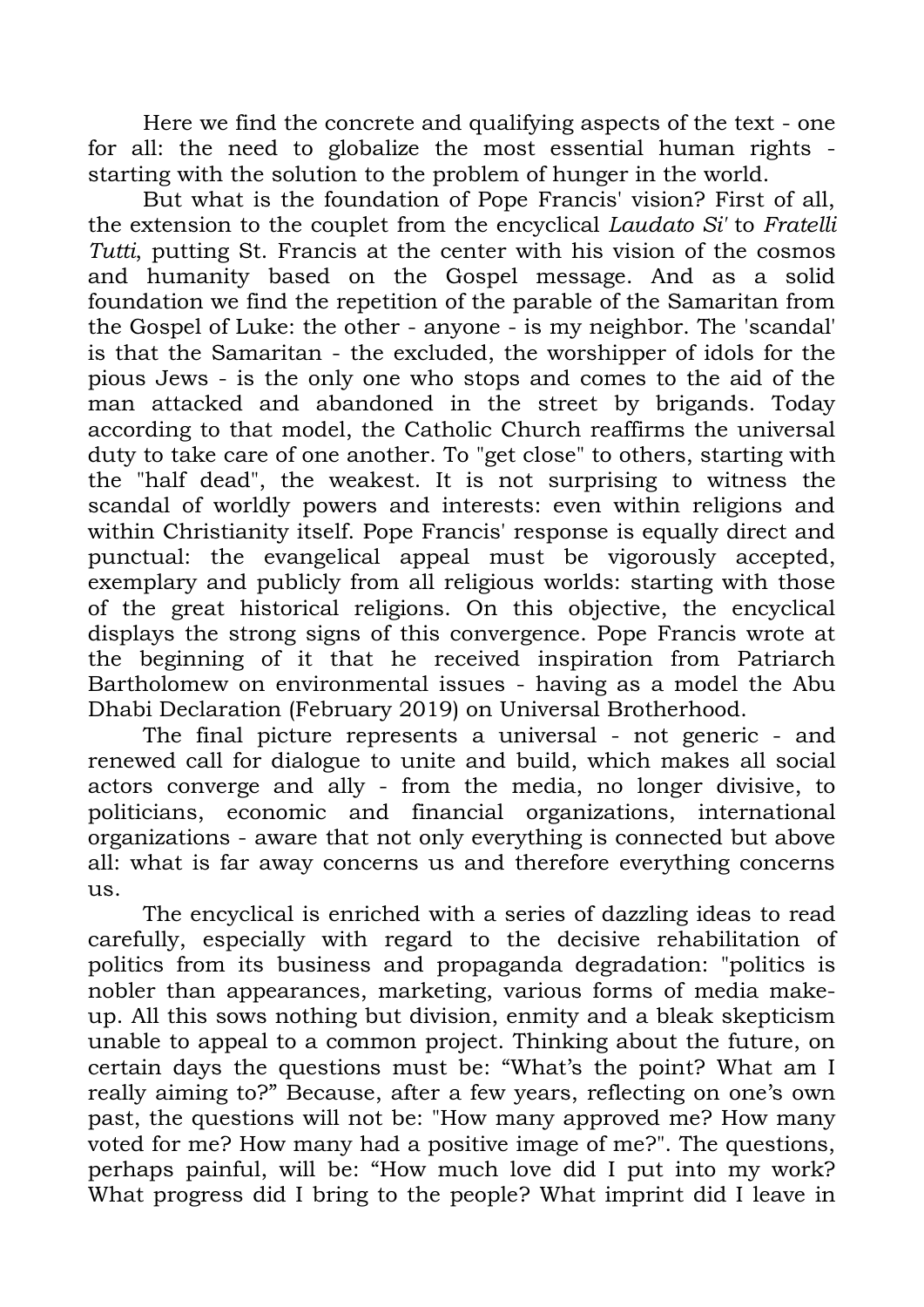Here we find the concrete and qualifying aspects of the text - one for all: the need to globalize the most essential human rights - starting with the solution to the problem of hunger in the world.

But what is the foundation of Pope Francis' vision? First of all, the extension to the couplet from the encyclical *Laudato Si'* to *Fratelli Tutti*, putting St. Francis at the center with his vision of the cosmos and humanity based on the Gospel message. And as a solid foundation we find the repetition of the parable of the Samaritan from the Gospel of Luke: the other - anyone - is my neighbor. The 'scandal' is that the Samaritan - the excluded, the worshipper of idols for the pious Jews - is the only one who stops and comes to the aid of the man attacked and abandoned in the street by brigands. Today according to that model, the Catholic Church reaffirms the universal duty to take care of one another. To "get close" to others, starting with the "half dead", the weakest. It is not surprising to witness the scandal of worldly powers and interests: even within religions and within Christianity itself. Pope Francis' response is equally direct and punctual: the evangelical appeal must be vigorously accepted, exemplary and publicly from all religious worlds: starting with those of the great historical religions. On this objective, the encyclical displays the strong signs of this convergence. Pope Francis wrote at the beginning of it that he received inspiration from Patriarch Bartholomew on environmental issues - having as a model the Abu Dhabi Declaration (February 2019) on Universal Brotherhood.

The final picture represents a universal - not generic - and renewed call for dialogue to unite and build, which makes all social actors converge and ally - from the media, no longer divisive, to politicians, economic and financial organizations, international organizations - aware that not only everything is connected but above all: what is far away concerns us and therefore everything concerns us.

The encyclical is enriched with a series of dazzling ideas to read carefully, especially with regard to the decisive rehabilitation of politics from its business and propaganda degradation: "politics is nobler than appearances, marketing, various forms of media make-up. All this sows nothing but division, enmity and a bleak skepticism unable to appeal to a common project. Thinking about the future, on certain days the questions must be: "What's the point? What am I really aiming to?" Because, after a few years, reflecting on one's own past, the questions will not be: "How many approved me? How many voted for me? How many had a positive image of me?". The questions, perhaps painful, will be: "How much love did I put into my work? What progress did I bring to the people? What imprint did I leave in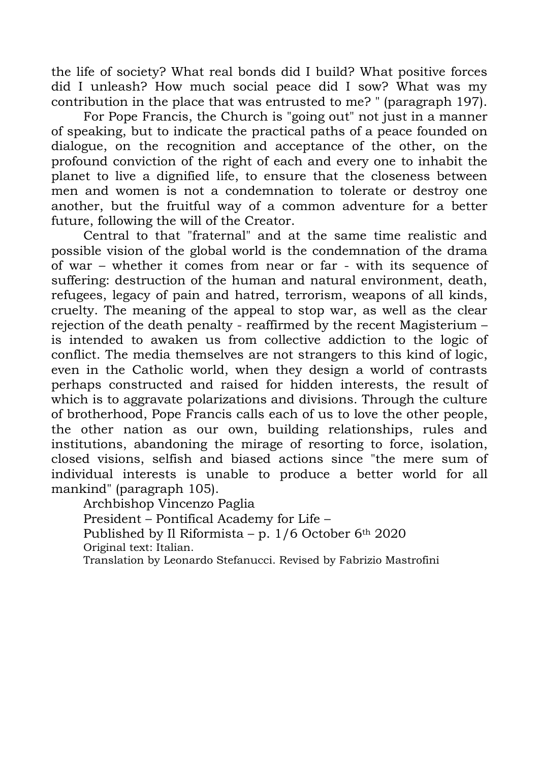the life of society? What real bonds did I build? What positive forces did I unleash? How much social peace did I sow? What was my contribution in the place that was entrusted to me? " (paragraph 197).

For Pope Francis, the Church is "going out" not just in a manner of speaking, but to indicate the practical paths of a peace founded on dialogue, on the recognition and acceptance of the other, on the profound conviction of the right of each and every one to inhabit the planet to live a dignified life, to ensure that the closeness between men and women is not a condemnation to tolerate or destroy one another, but the fruitful way of a common adventure for a better future, following the will of the Creator.

Central to that "fraternal" and at the same time realistic and possible vision of the global world is the condemnation of the drama of war – whether it comes from near or far - with its sequence of suffering: destruction of the human and natural environment, death, refugees, legacy of pain and hatred, terrorism, weapons of all kinds, cruelty. The meaning of the appeal to stop war, as well as the clear rejection of the death penalty - reaffirmed by the recent Magisterium – is intended to awaken us from collective addiction to the logic of conflict. The media themselves are not strangers to this kind of logic, even in the Catholic world, when they design a world of contrasts perhaps constructed and raised for hidden interests, the result of which is to aggravate polarizations and divisions. Through the culture of brotherhood, Pope Francis calls each of us to love the other people, the other nation as our own, building relationships, rules and institutions, abandoning the mirage of resorting to force, isolation, closed visions, selfish and biased actions since "the mere sum of individual interests is unable to produce a better world for all mankind" (paragraph 105).

Archbishop Vincenzo Paglia

President – Pontifical Academy for Life –

Published by Il Riformista – p. 1/6 October 6th 2020

Original text: Italian.

Translation by Leonardo Stefanucci. Revised by Fabrizio Mastrofini